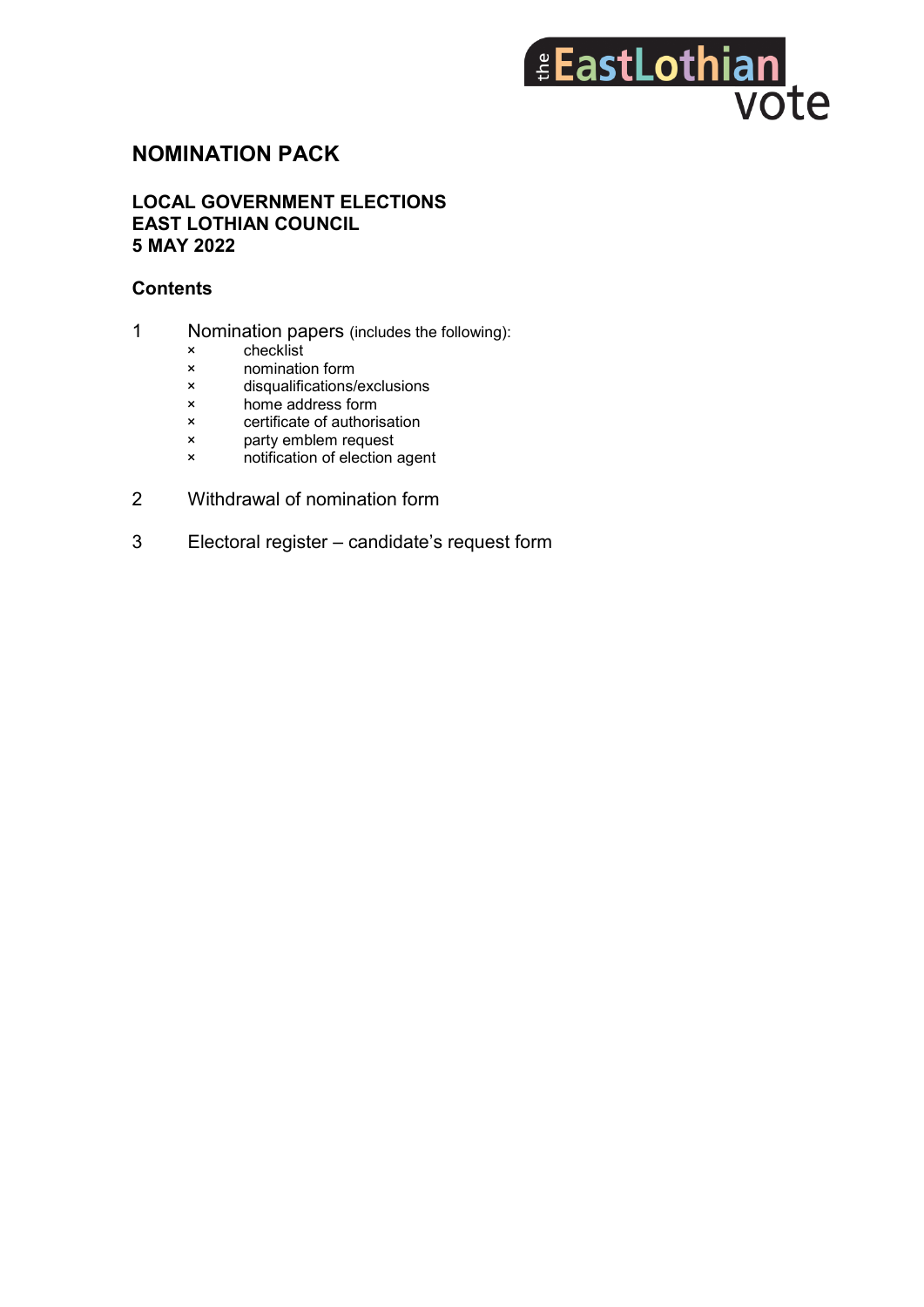the EastLothian vote

# NOMINATION PACK

## LOCAL GOVERNMENT ELECTIONS
## EAST LOTHIAN COUNCIL
## 5 MAY 2022

### Contents

1. Nomination papers (includes the following):
   - checklist
   - nomination form
   - disqualifications/exclusions
   - home address form
   - certificate of authorisation
   - party emblem request
   - notification of election agent

2. Withdrawal of nomination form

3. Electoral register – candidate's request form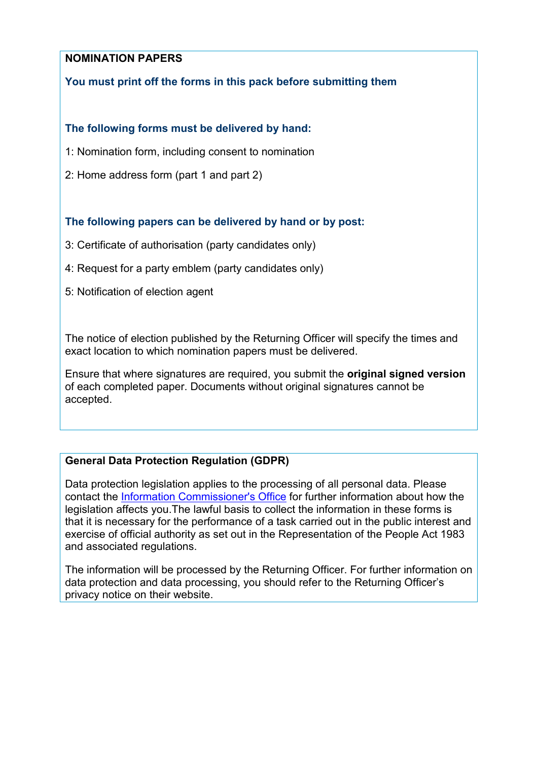## NOMINATION PAPERS

**You must print off the forms in this pack before submitting them**

**The following forms must be delivered by hand:**

1: Nomination form, including consent to nomination

2: Home address form (part 1 and part 2)

**The following papers can be delivered by hand or by post:**

3: Certificate of authorisation (party candidates only)

4: Request for a party emblem (party candidates only)

5: Notification of election agent

The notice of election published by the Returning Officer will specify the times and exact location to which nomination papers must be delivered.

Ensure that where signatures are required, you submit the **original signed version** of each completed paper. Documents without original signatures cannot be accepted.

## General Data Protection Regulation (GDPR)

Data protection legislation applies to the processing of all personal data. Please contact the Information Commissioner's Office for further information about how the legislation affects you.The lawful basis to collect the information in these forms is that it is necessary for the performance of a task carried out in the public interest and exercise of official authority as set out in the Representation of the People Act 1983 and associated regulations.

The information will be processed by the Returning Officer. For further information on data protection and data processing, you should refer to the Returning Officer's privacy notice on their website.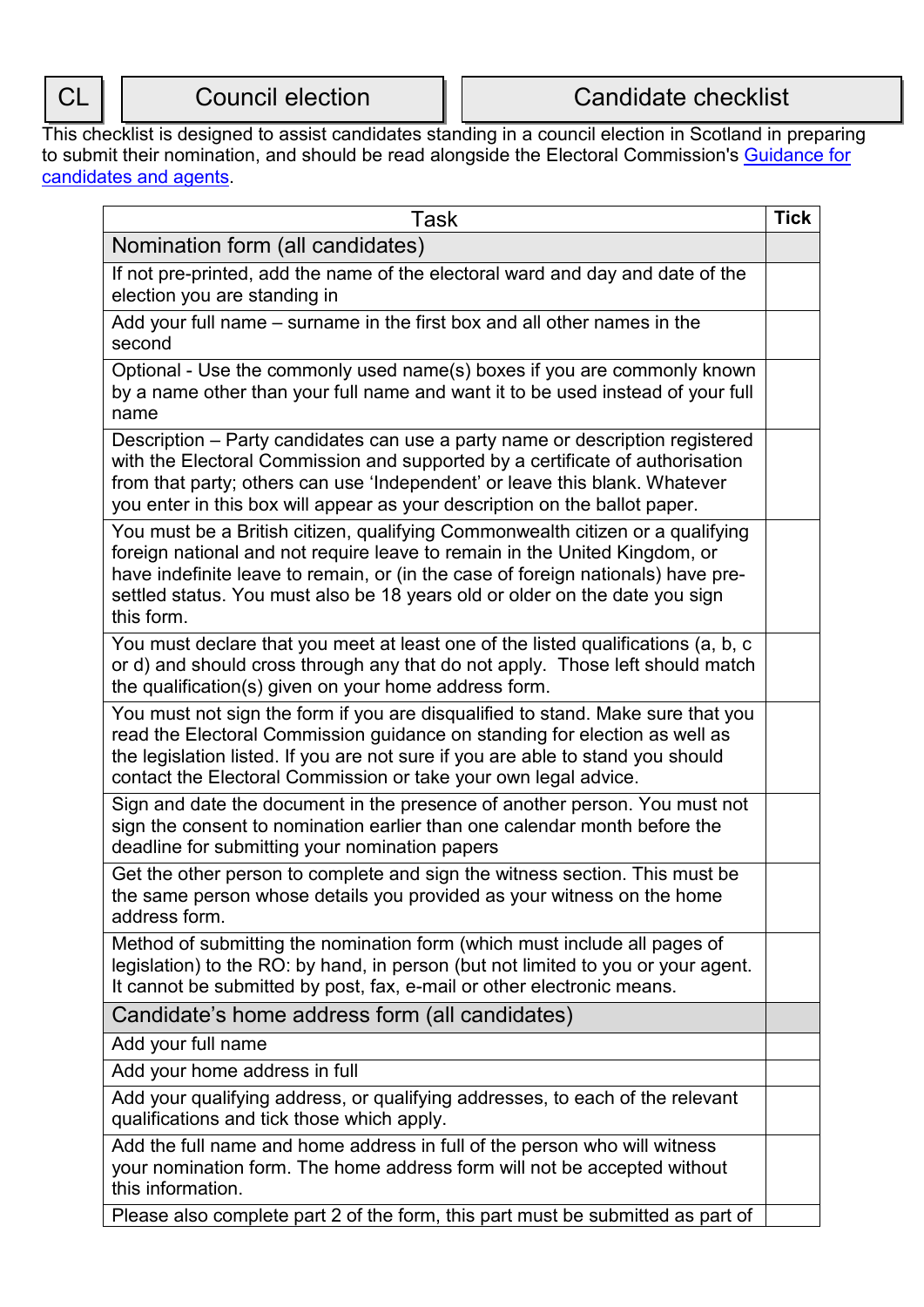| CL | Council election | Candidate checklist |
|---|---|---|

This checklist is designed to assist candidates standing in a council election in Scotland in preparing to submit their nomination, and should be read alongside the Electoral Commission's Guidance for candidates and agents.

| Task | Tick |
|---|---|
| Nomination form (all candidates) | |
| If not pre-printed, add the name of the electoral ward and day and date of the election you are standing in | |
| Add your full name – surname in the first box and all other names in the second | |
| Optional - Use the commonly used name(s) boxes if you are commonly known by a name other than your full name and want it to be used instead of your full name | |
| Description – Party candidates can use a party name or description registered with the Electoral Commission and supported by a certificate of authorisation from that party; others can use 'Independent' or leave this blank. Whatever you enter in this box will appear as your description on the ballot paper. | |
| You must be a British citizen, qualifying Commonwealth citizen or a qualifying foreign national and not require leave to remain in the United Kingdom, or have indefinite leave to remain, or (in the case of foreign nationals) have pre-settled status. You must also be 18 years old or older on the date you sign this form. | |
| You must declare that you meet at least one of the listed qualifications (a, b, c or d) and should cross through any that do not apply. Those left should match the qualification(s) given on your home address form. | |
| You must not sign the form if you are disqualified to stand. Make sure that you read the Electoral Commission guidance on standing for election as well as the legislation listed. If you are not sure if you are able to stand you should contact the Electoral Commission or take your own legal advice. | |
| Sign and date the document in the presence of another person. You must not sign the consent to nomination earlier than one calendar month before the deadline for submitting your nomination papers | |
| Get the other person to complete and sign the witness section. This must be the same person whose details you provided as your witness on the home address form. | |
| Method of submitting the nomination form (which must include all pages of legislation) to the RO: by hand, in person (but not limited to you or your agent. It cannot be submitted by post, fax, e-mail or other electronic means. | |
| Candidate's home address form (all candidates) | |
| Add your full name | |
| Add your home address in full | |
| Add your qualifying address, or qualifying addresses, to each of the relevant qualifications and tick those which apply. | |
| Add the full name and home address in full of the person who will witness your nomination form. The home address form will not be accepted without this information. | |
| Please also complete part 2 of the form, this part must be submitted as part of | |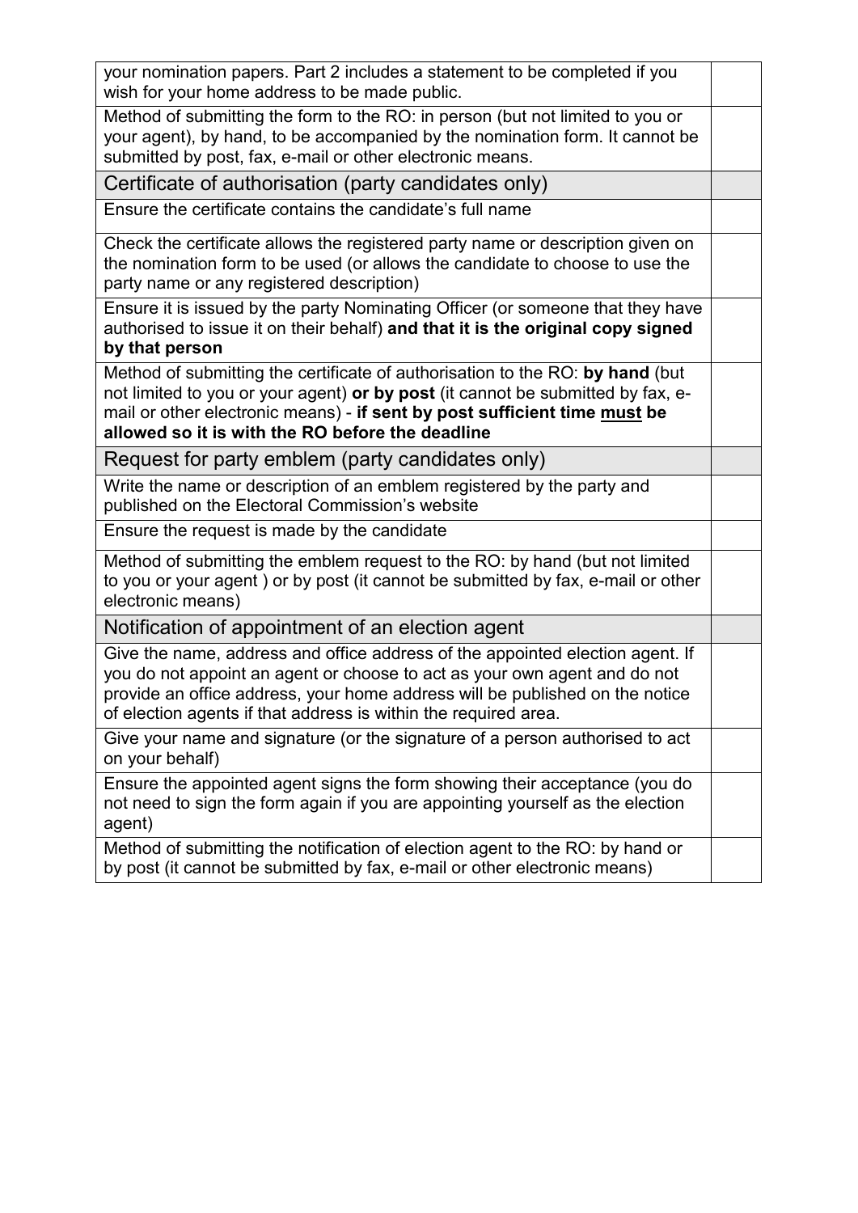| | |
|---|---|
| your nomination papers. Part 2 includes a statement to be completed if you wish for your home address to be made public. | |
| Method of submitting the form to the RO: in person (but not limited to you or your agent), by hand, to be accompanied by the nomination form. It cannot be submitted by post, fax, e-mail or other electronic means. | |
| Certificate of authorisation (party candidates only) | |
| Ensure the certificate contains the candidate's full name | |
| Check the certificate allows the registered party name or description given on the nomination form to be used (or allows the candidate to choose to use the party name or any registered description) | |
| Ensure it is issued by the party Nominating Officer (or someone that they have authorised to issue it on their behalf) **and that it is the original copy signed by that person** | |
| Method of submitting the certificate of authorisation to the RO: **by hand** (but not limited to you or your agent) **or by post** (it cannot be submitted by fax, e-mail or other electronic means) - **if sent by post sufficient time must be allowed so it is with the RO before the deadline** | |
| Request for party emblem (party candidates only) | |
| Write the name or description of an emblem registered by the party and published on the Electoral Commission's website | |
| Ensure the request is made by the candidate | |
| Method of submitting the emblem request to the RO: by hand (but not limited to you or your agent ) or by post (it cannot be submitted by fax, e-mail or other electronic means) | |
| Notification of appointment of an election agent | |
| Give the name, address and office address of the appointed election agent. If you do not appoint an agent or choose to act as your own agent and do not provide an office address, your home address will be published on the notice of election agents if that address is within the required area. | |
| Give your name and signature (or the signature of a person authorised to act on your behalf) | |
| Ensure the appointed agent signs the form showing their acceptance (you do not need to sign the form again if you are appointing yourself as the election agent) | |
| Method of submitting the notification of election agent to the RO: by hand or by post (it cannot be submitted by fax, e-mail or other electronic means) | |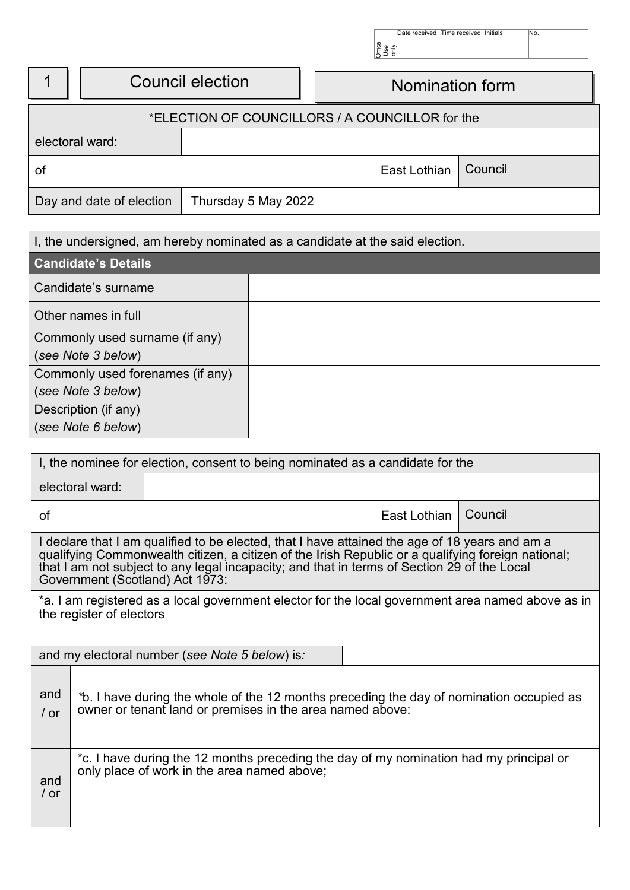| Office Use only | Date received | Time received | Initials | No. |
|---|---|---|---|---|
| | | | | |

# 1 Council election — Nomination form

| *ELECTION OF COUNCILLORS / A COUNCILLOR for the | | |
|---|---|---|
| electoral ward: | | |
| of | East Lothian | Council |
| Day and date of election | Thursday 5 May 2022 | |

I, the undersigned, am hereby nominated as a candidate at the said election.

| **Candidate's Details** | |
|---|---|
| Candidate's surname | |
| Other names in full | |
| Commonly used surname (if any) (*see Note 3 below*) | |
| Commonly used forenames (if any) (*see Note 3 below*) | |
| Description (if any) (*see Note 6 below*) | |

I, the nominee for election, consent to being nominated as a candidate for the

| electoral ward: | | |
|---|---|---|
| of | East Lothian | Council |

I declare that I am qualified to be elected, that I have attained the age of 18 years and am a qualifying Commonwealth citizen, a citizen of the Irish Republic or a qualifying foreign national; that I am not subject to any legal incapacity; and that in terms of Section 29 of the Local Government (Scotland) Act 1973:

*a. I am registered as a local government elector for the local government area named above as in the register of electors

| and my electoral number (*see Note 5 below*) is: | |
|---|---|

and / or

*b. I have during the whole of the 12 months preceding the day of nomination occupied as owner or tenant land or premises in the area named above:

and / or

*c. I have during the 12 months preceding the day of my nomination had my principal or only place of work in the area named above;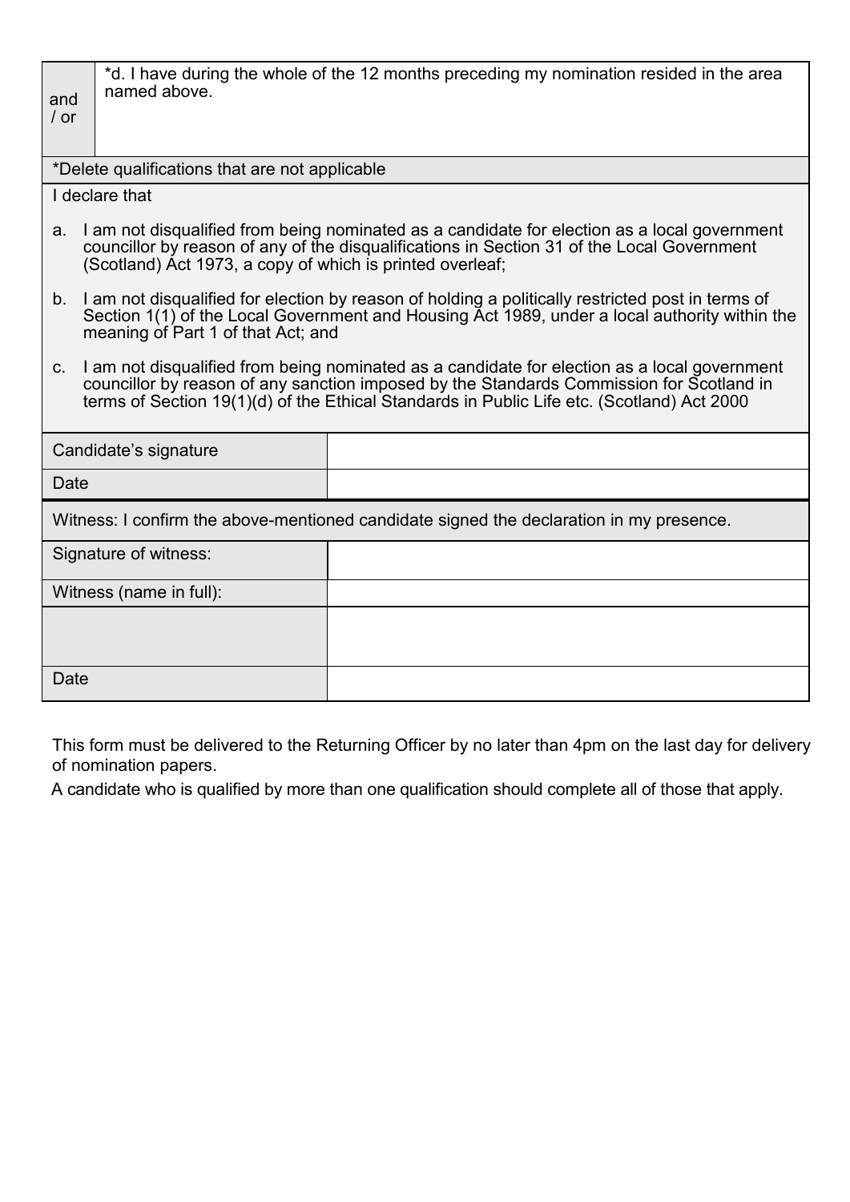| and / or | *d. I have during the whole of the 12 months preceding my nomination resided in the area named above. |
|---|---|

*Delete qualifications that are not applicable

I declare that

a. I am not disqualified from being nominated as a candidate for election as a local government councillor by reason of any of the disqualifications in Section 31 of the Local Government (Scotland) Act 1973, a copy of which is printed overleaf;

b. I am not disqualified for election by reason of holding a politically restricted post in terms of Section 1(1) of the Local Government and Housing Act 1989, under a local authority within the meaning of Part 1 of that Act; and

c. I am not disqualified from being nominated as a candidate for election as a local government councillor by reason of any sanction imposed by the Standards Commission for Scotland in terms of Section 19(1)(d) of the Ethical Standards in Public Life etc. (Scotland) Act 2000

| Candidate's signature | |
|---|---|
| Date | |

Witness: I confirm the above-mentioned candidate signed the declaration in my presence.

| Signature of witness: | |
|---|---|
| Witness (name in full): | |
| | |
| Date | |

This form must be delivered to the Returning Officer by no later than 4pm on the last day for delivery of nomination papers.

A candidate who is qualified by more than one qualification should complete all of those that apply.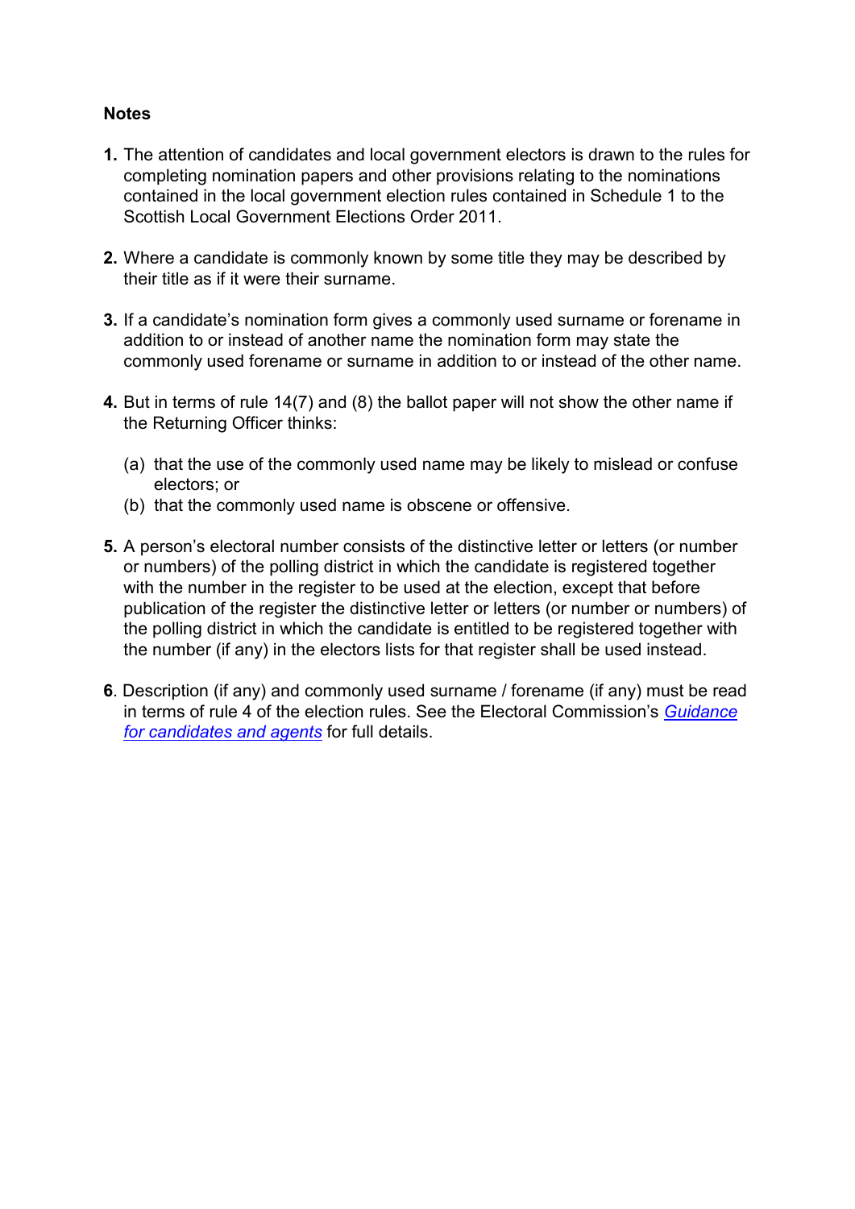**Notes**

1. The attention of candidates and local government electors is drawn to the rules for completing nomination papers and other provisions relating to the nominations contained in the local government election rules contained in Schedule 1 to the Scottish Local Government Elections Order 2011.

2. Where a candidate is commonly known by some title they may be described by their title as if it were their surname.

3. If a candidate's nomination form gives a commonly used surname or forename in addition to or instead of another name the nomination form may state the commonly used forename or surname in addition to or instead of the other name.

4. But in terms of rule 14(7) and (8) the ballot paper will not show the other name if the Returning Officer thinks:

   (a) that the use of the commonly used name may be likely to mislead or confuse electors; or
   (b) that the commonly used name is obscene or offensive.

5. A person's electoral number consists of the distinctive letter or letters (or number or numbers) of the polling district in which the candidate is registered together with the number in the register to be used at the election, except that before publication of the register the distinctive letter or letters (or number or numbers) of the polling district in which the candidate is entitled to be registered together with the number (if any) in the electors lists for that register shall be used instead.

6. Description (if any) and commonly used surname / forename (if any) must be read in terms of rule 4 of the election rules. See the Electoral Commission's *Guidance for candidates and agents* for full details.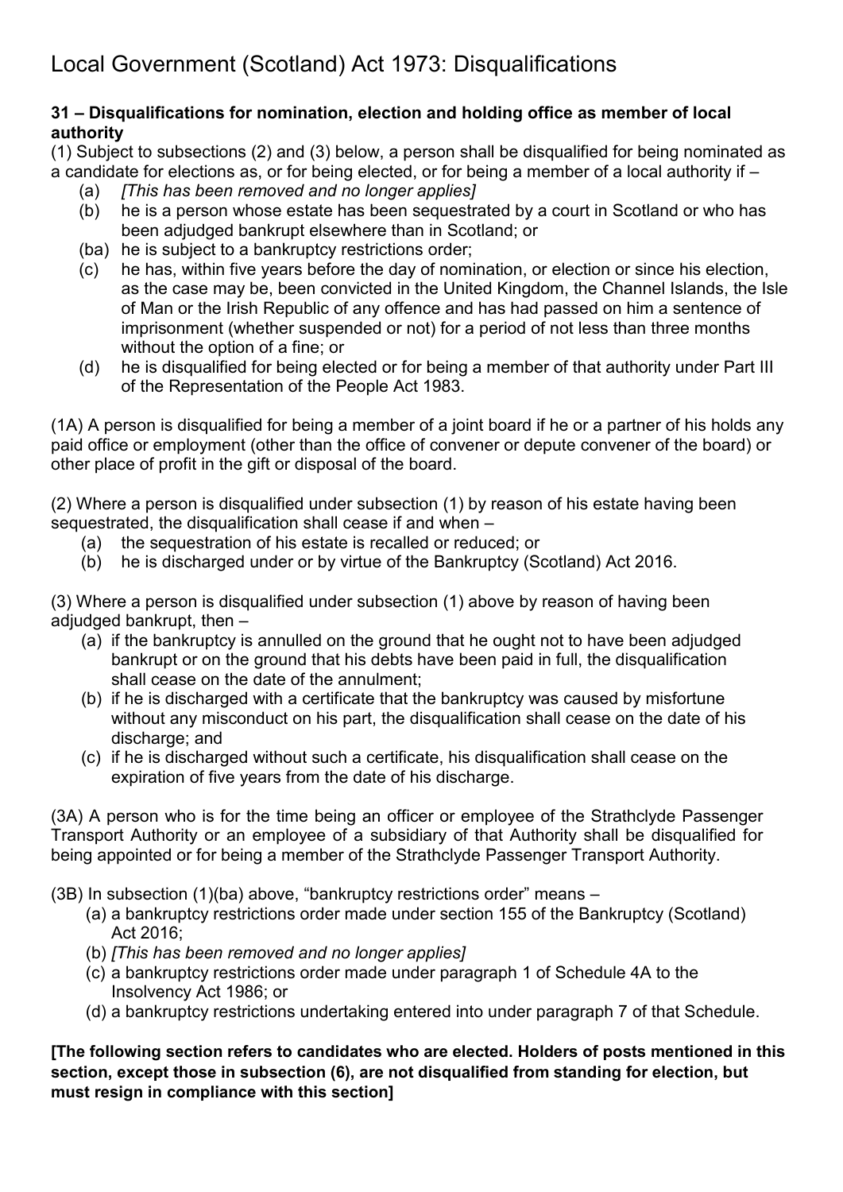# Local Government (Scotland) Act 1973: Disqualifications

**31 – Disqualifications for nomination, election and holding office as member of local authority**

(1) Subject to subsections (2) and (3) below, a person shall be disqualified for being nominated as a candidate for elections as, or for being elected, or for being a member of a local authority if –

- (a) *[This has been removed and no longer applies]*
- (b) he is a person whose estate has been sequestrated by a court in Scotland or who has been adjudged bankrupt elsewhere than in Scotland; or
- (ba) he is subject to a bankruptcy restrictions order;
- (c) he has, within five years before the day of nomination, or election or since his election, as the case may be, been convicted in the United Kingdom, the Channel Islands, the Isle of Man or the Irish Republic of any offence and has had passed on him a sentence of imprisonment (whether suspended or not) for a period of not less than three months without the option of a fine; or
- (d) he is disqualified for being elected or for being a member of that authority under Part III of the Representation of the People Act 1983.

(1A) A person is disqualified for being a member of a joint board if he or a partner of his holds any paid office or employment (other than the office of convener or depute convener of the board) or other place of profit in the gift or disposal of the board.

(2) Where a person is disqualified under subsection (1) by reason of his estate having been sequestrated, the disqualification shall cease if and when –

- (a) the sequestration of his estate is recalled or reduced; or
- (b) he is discharged under or by virtue of the Bankruptcy (Scotland) Act 2016.

(3) Where a person is disqualified under subsection (1) above by reason of having been adjudged bankrupt, then –

- (a) if the bankruptcy is annulled on the ground that he ought not to have been adjudged bankrupt or on the ground that his debts have been paid in full, the disqualification shall cease on the date of the annulment;
- (b) if he is discharged with a certificate that the bankruptcy was caused by misfortune without any misconduct on his part, the disqualification shall cease on the date of his discharge; and
- (c) if he is discharged without such a certificate, his disqualification shall cease on the expiration of five years from the date of his discharge.

(3A) A person who is for the time being an officer or employee of the Strathclyde Passenger Transport Authority or an employee of a subsidiary of that Authority shall be disqualified for being appointed or for being a member of the Strathclyde Passenger Transport Authority.

(3B) In subsection (1)(ba) above, "bankruptcy restrictions order" means –

- (a) a bankruptcy restrictions order made under section 155 of the Bankruptcy (Scotland) Act 2016;
- (b) *[This has been removed and no longer applies]*
- (c) a bankruptcy restrictions order made under paragraph 1 of Schedule 4A to the Insolvency Act 1986; or
- (d) a bankruptcy restrictions undertaking entered into under paragraph 7 of that Schedule.

**[The following section refers to candidates who are elected. Holders of posts mentioned in this section, except those in subsection (6), are not disqualified from standing for election, but must resign in compliance with this section]**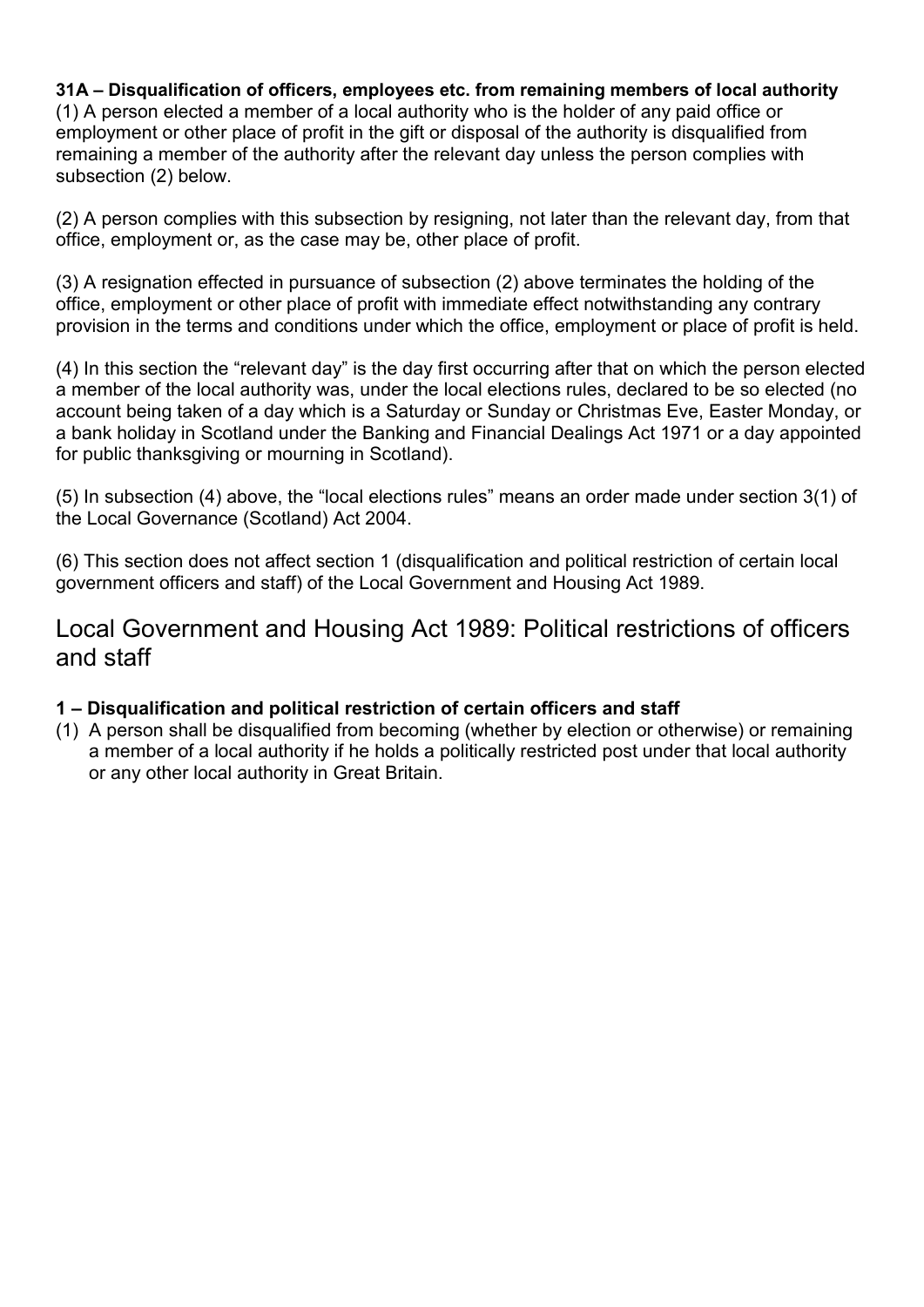**31A – Disqualification of officers, employees etc. from remaining members of local authority**
(1) A person elected a member of a local authority who is the holder of any paid office or employment or other place of profit in the gift or disposal of the authority is disqualified from remaining a member of the authority after the relevant day unless the person complies with subsection (2) below.

(2) A person complies with this subsection by resigning, not later than the relevant day, from that office, employment or, as the case may be, other place of profit.

(3) A resignation effected in pursuance of subsection (2) above terminates the holding of the office, employment or other place of profit with immediate effect notwithstanding any contrary provision in the terms and conditions under which the office, employment or place of profit is held.

(4) In this section the “relevant day” is the day first occurring after that on which the person elected a member of the local authority was, under the local elections rules, declared to be so elected (no account being taken of a day which is a Saturday or Sunday or Christmas Eve, Easter Monday, or a bank holiday in Scotland under the Banking and Financial Dealings Act 1971 or a day appointed for public thanksgiving or mourning in Scotland).

(5) In subsection (4) above, the “local elections rules” means an order made under section 3(1) of the Local Governance (Scotland) Act 2004.

(6) This section does not affect section 1 (disqualification and political restriction of certain local government officers and staff) of the Local Government and Housing Act 1989.

## Local Government and Housing Act 1989: Political restrictions of officers and staff

**1 – Disqualification and political restriction of certain officers and staff**

(1) A person shall be disqualified from becoming (whether by election or otherwise) or remaining a member of a local authority if he holds a politically restricted post under that local authority or any other local authority in Great Britain.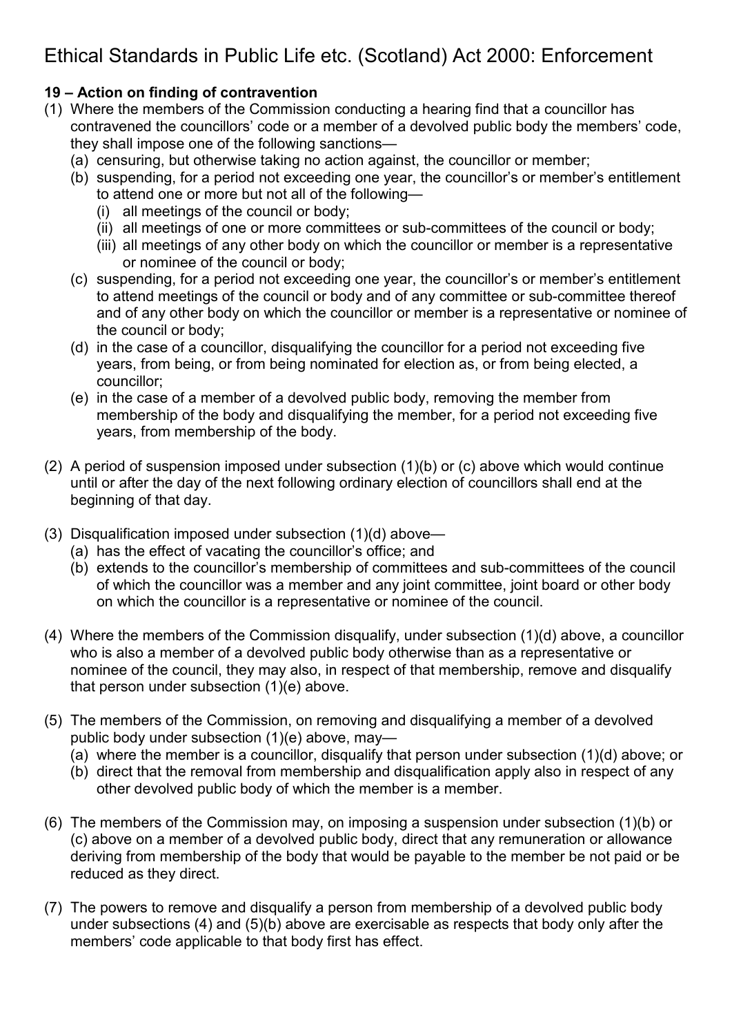# Ethical Standards in Public Life etc. (Scotland) Act 2000: Enforcement

**19 – Action on finding of contravention**

(1) Where the members of the Commission conducting a hearing find that a councillor has contravened the councillors' code or a member of a devolved public body the members' code, they shall impose one of the following sanctions—
   - (a) censuring, but otherwise taking no action against, the councillor or member;
   - (b) suspending, for a period not exceeding one year, the councillor's or member's entitlement to attend one or more but not all of the following—
     - (i) all meetings of the council or body;
     - (ii) all meetings of one or more committees or sub-committees of the council or body;
     - (iii) all meetings of any other body on which the councillor or member is a representative or nominee of the council or body;
   - (c) suspending, for a period not exceeding one year, the councillor's or member's entitlement to attend meetings of the council or body and of any committee or sub-committee thereof and of any other body on which the councillor or member is a representative or nominee of the council or body;
   - (d) in the case of a councillor, disqualifying the councillor for a period not exceeding five years, from being, or from being nominated for election as, or from being elected, a councillor;
   - (e) in the case of a member of a devolved public body, removing the member from membership of the body and disqualifying the member, for a period not exceeding five years, from membership of the body.

(2) A period of suspension imposed under subsection (1)(b) or (c) above which would continue until or after the day of the next following ordinary election of councillors shall end at the beginning of that day.

(3) Disqualification imposed under subsection (1)(d) above—
   - (a) has the effect of vacating the councillor's office; and
   - (b) extends to the councillor's membership of committees and sub-committees of the council of which the councillor was a member and any joint committee, joint board or other body on which the councillor is a representative or nominee of the council.

(4) Where the members of the Commission disqualify, under subsection (1)(d) above, a councillor who is also a member of a devolved public body otherwise than as a representative or nominee of the council, they may also, in respect of that membership, remove and disqualify that person under subsection (1)(e) above.

(5) The members of the Commission, on removing and disqualifying a member of a devolved public body under subsection (1)(e) above, may—
   - (a) where the member is a councillor, disqualify that person under subsection (1)(d) above; or
   - (b) direct that the removal from membership and disqualification apply also in respect of any other devolved public body of which the member is a member.

(6) The members of the Commission may, on imposing a suspension under subsection (1)(b) or (c) above on a member of a devolved public body, direct that any remuneration or allowance deriving from membership of the body that would be payable to the member be not paid or be reduced as they direct.

(7) The powers to remove and disqualify a person from membership of a devolved public body under subsections (4) and (5)(b) above are exercisable as respects that body only after the members' code applicable to that body first has effect.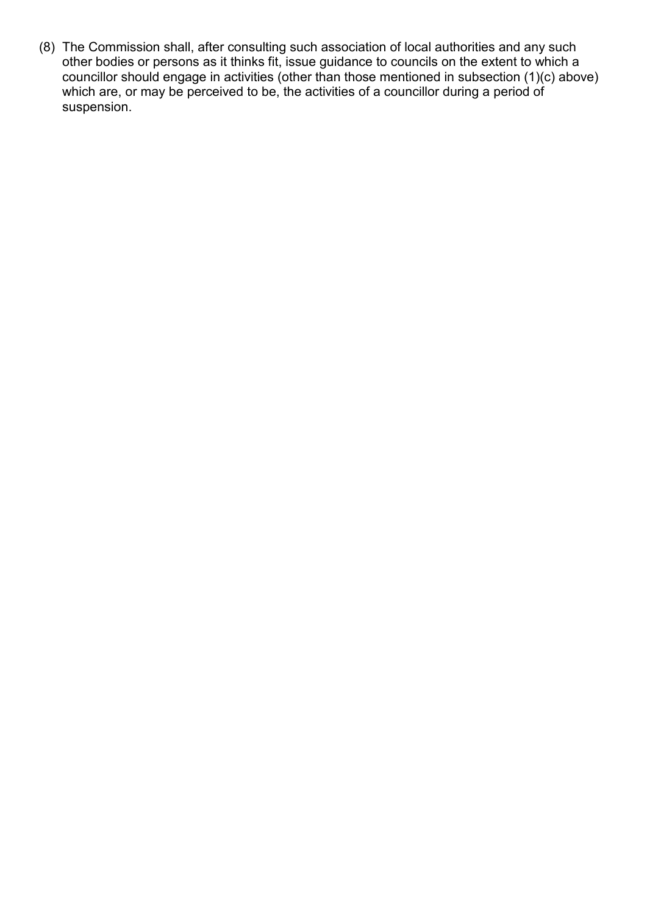(8) The Commission shall, after consulting such association of local authorities and any such other bodies or persons as it thinks fit, issue guidance to councils on the extent to which a councillor should engage in activities (other than those mentioned in subsection (1)(c) above) which are, or may be perceived to be, the activities of a councillor during a period of suspension.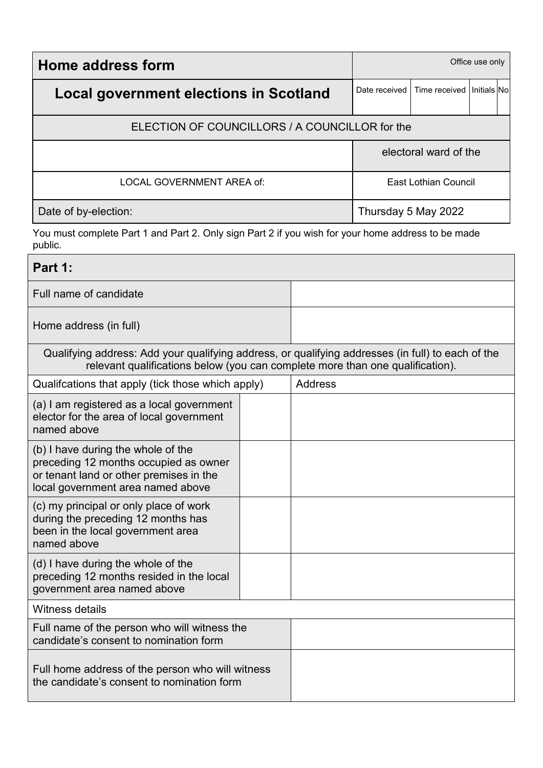| Home address form | Office use only | | | |
|---|---|---|---|---|
| **Local government elections in Scotland** | Date received | Time received | Initials | No |

| ELECTION OF COUNCILLORS / A COUNCILLOR for the | |
|---|---|
| | electoral ward of the |
| LOCAL GOVERNMENT AREA of: | East Lothian Council |
| Date of by-election: | Thursday 5 May 2022 |

You must complete Part 1 and Part 2. Only sign Part 2 if you wish for your home address to be made public.

| **Part 1:** | | |
|---|---|---|
| Full name of candidate | | |
| Home address (in full) | | |
| Qualifying address: Add your qualifying address, or qualifying addresses (in full) to each of the relevant qualifications below (you can complete more than one qualification). | | |
| Qualifcations that apply (tick those which apply) | | Address |
| (a) I am registered as a local government elector for the area of local government named above | | |
| (b) I have during the whole of the preceding 12 months occupied as owner or tenant land or other premises in the local government area named above | | |
| (c) my principal or only place of work during the preceding 12 months has been in the local government area named above | | |
| (d) I have during the whole of the preceding 12 months resided in the local government area named above | | |
| Witness details | | |
| Full name of the person who will witness the candidate's consent to nomination form | | |
| Full home address of the person who will witness the candidate's consent to nomination form | | |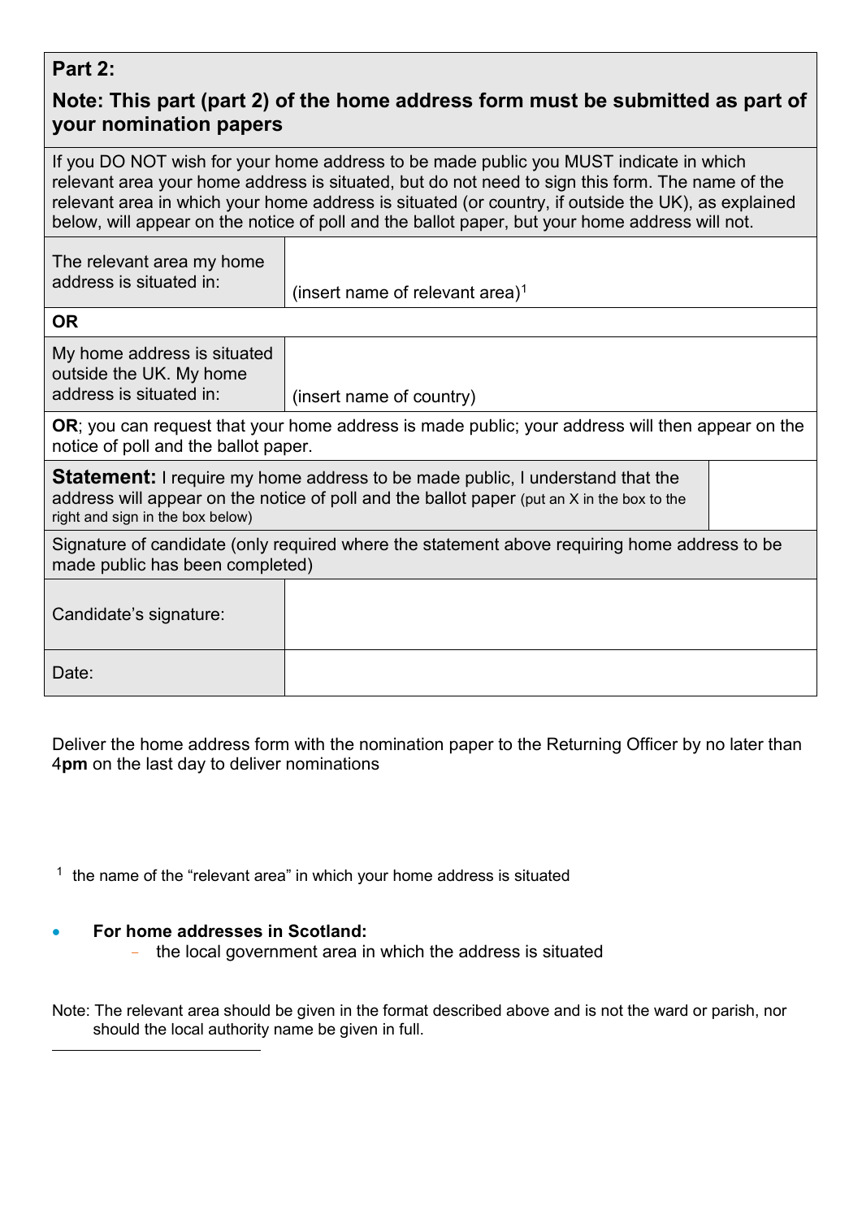**Part 2:**

**Note: This part (part 2) of the home address form must be submitted as part of your nomination papers**

If you DO NOT wish for your home address to be made public you MUST indicate in which relevant area your home address is situated, but do not need to sign this form. The name of the relevant area in which your home address is situated (or country, if outside the UK), as explained below, will appear on the notice of poll and the ballot paper, but your home address will not.

| | |
|---|---|
| The relevant area my home address is situated in: | (insert name of relevant area)[1] |
| **OR** | |
| My home address is situated outside the UK. My home address is situated in: | (insert name of country) |

**OR**; you can request that your home address is made public; your address will then appear on the notice of poll and the ballot paper.

| | |
|---|---|
| **Statement:** I require my home address to be made public, I understand that the address will appear on the notice of poll and the ballot paper (put an X in the box to the right and sign in the box below) | |

Signature of candidate (only required where the statement above requiring home address to be made public has been completed)

| | |
|---|---|
| Candidate's signature: | |
| Date: | |

Deliver the home address form with the nomination paper to the Returning Officer by no later than 4**pm** on the last day to deliver nominations

[1] the name of the "relevant area" in which your home address is situated

- **For home addresses in Scotland:**
  - the local government area in which the address is situated

Note: The relevant area should be given in the format described above and is not the ward or parish, nor should the local authority name be given in full.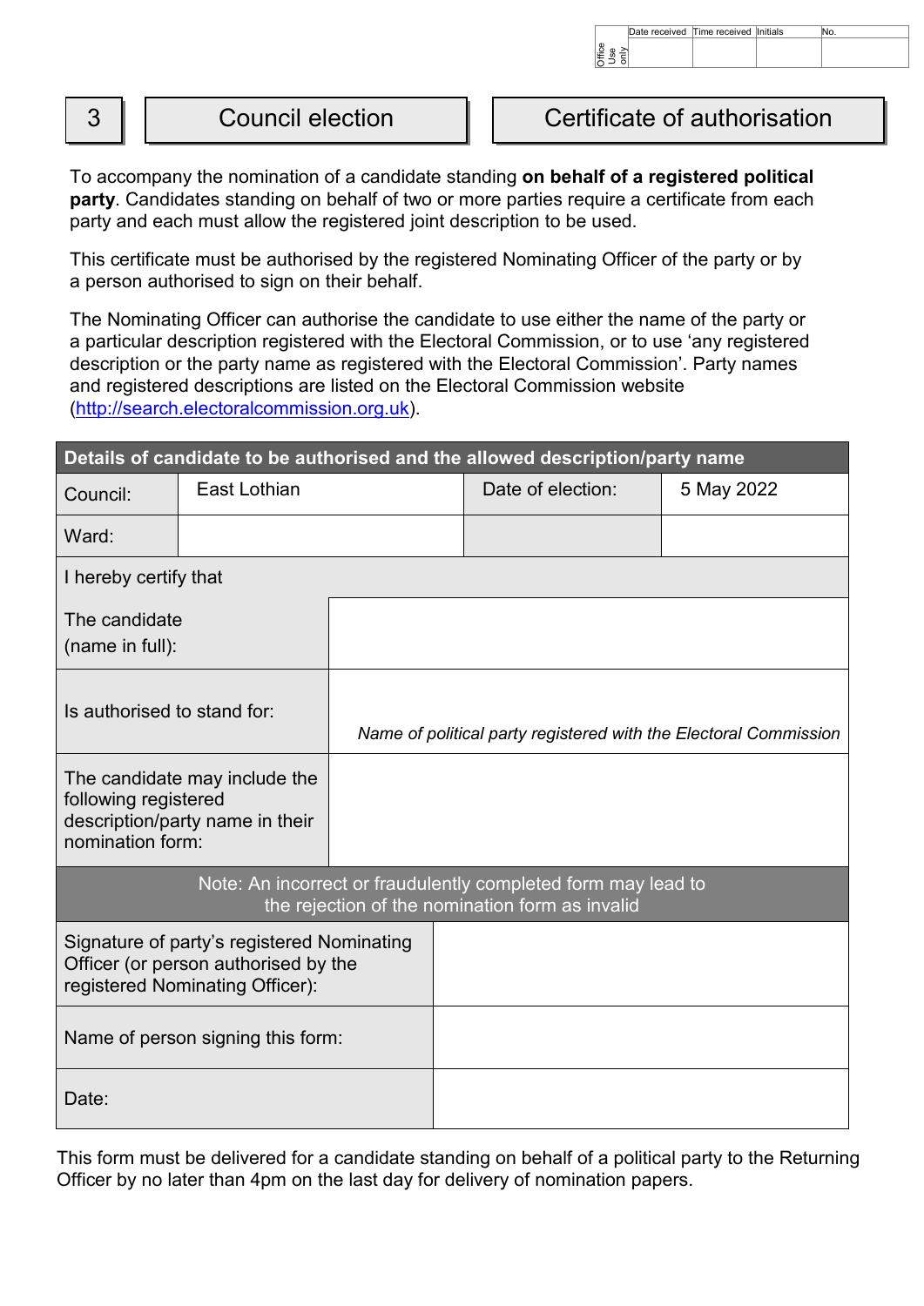| Office Use only | Date received | Time received | Initials | No. |
|---|---|---|---|---|
| | | | | |

# 3 Council election — Certificate of authorisation

To accompany the nomination of a candidate standing **on behalf of a registered political party**. Candidates standing on behalf of two or more parties require a certificate from each party and each must allow the registered joint description to be used.

This certificate must be authorised by the registered Nominating Officer of the party or by a person authorised to sign on their behalf.

The Nominating Officer can authorise the candidate to use either the name of the party or a particular description registered with the Electoral Commission, or to use 'any registered description or the party name as registered with the Electoral Commission'. Party names and registered descriptions are listed on the Electoral Commission website (http://search.electoralcommission.org.uk).

| Details of candidate to be authorised and the allowed description/party name | | | |
|---|---|---|---|
| Council: | East Lothian | Date of election: | 5 May 2022 |
| Ward: | | | |
| I hereby certify that | | | |
| The candidate (name in full): | | | |
| Is authorised to stand for: | *Name of political party registered with the Electoral Commission* | | |
| The candidate may include the following registered description/party name in their nomination form: | | | |
| Note: An incorrect or fraudulently completed form may lead to the rejection of the nomination form as invalid | | | |
| Signature of party's registered Nominating Officer (or person authorised by the registered Nominating Officer): | | | |
| Name of person signing this form: | | | |
| Date: | | | |

This form must be delivered for a candidate standing on behalf of a political party to the Returning Officer by no later than 4pm on the last day for delivery of nomination papers.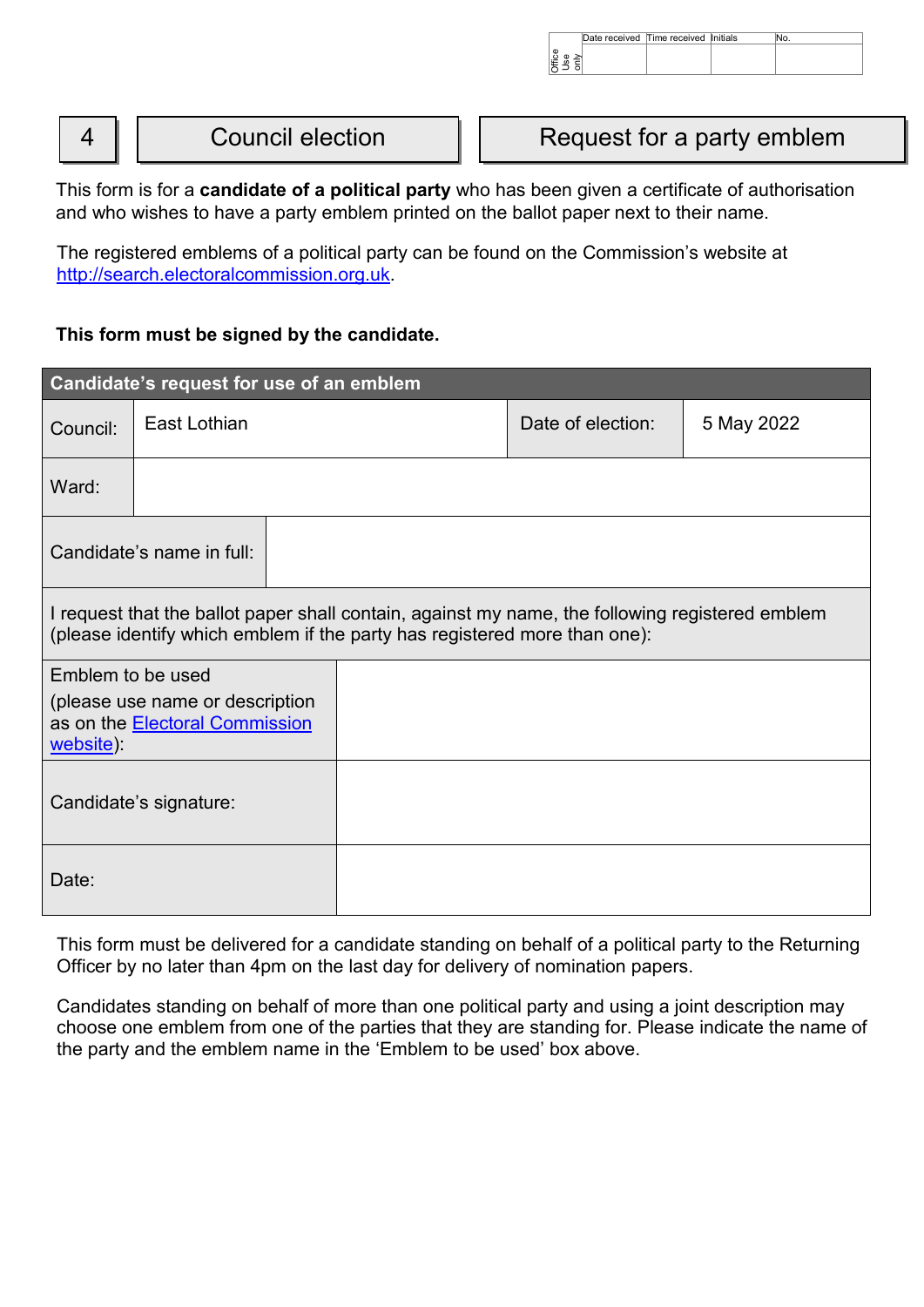| Office Use only | Date received | Time received | Initials | No. |
|---|---|---|---|---|
| | | | | |

# 4 | Council election | Request for a party emblem

This form is for a **candidate of a political party** who has been given a certificate of authorisation and who wishes to have a party emblem printed on the ballot paper next to their name.

The registered emblems of a political party can be found on the Commission's website at http://search.electoralcommission.org.uk.

**This form must be signed by the candidate.**

| **Candidate's request for use of an emblem** | | | |
|---|---|---|---|
| Council: | East Lothian | Date of election: | 5 May 2022 |
| Ward: | | | |
| Candidate's name in full: | | | |
| I request that the ballot paper shall contain, against my name, the following registered emblem (please identify which emblem if the party has registered more than one): | | | |
| Emblem to be used (please use name or description as on the Electoral Commission website): | | | |
| Candidate's signature: | | | |
| Date: | | | |

This form must be delivered for a candidate standing on behalf of a political party to the Returning Officer by no later than 4pm on the last day for delivery of nomination papers.

Candidates standing on behalf of more than one political party and using a joint description may choose one emblem from one of the parties that they are standing for. Please indicate the name of the party and the emblem name in the 'Emblem to be used' box above.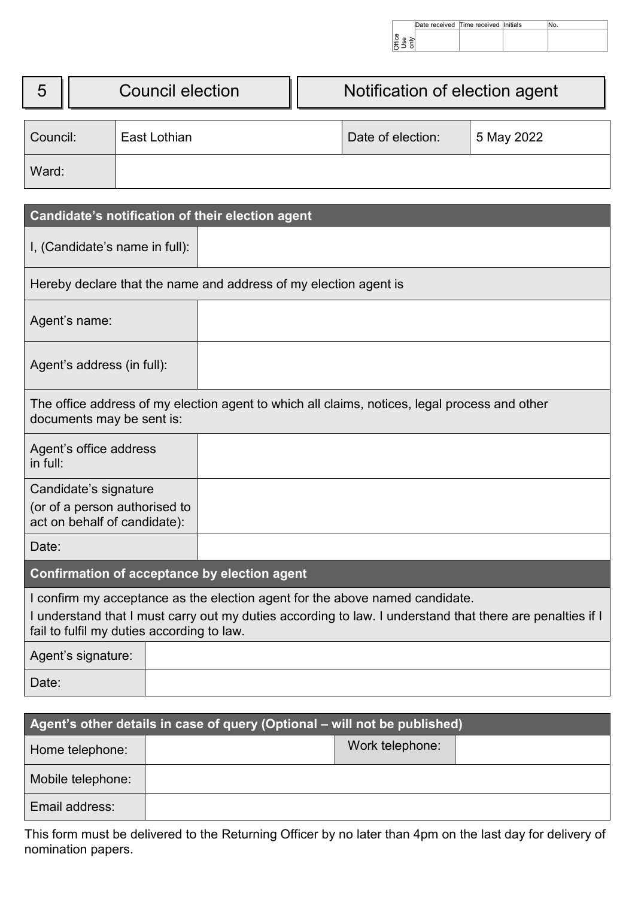| Office Use only | Date received | Time received | Initials | No. |
|---|---|---|---|---|
| | | | | |

# 5 Council election — Notification of election agent

| Council: | East Lothian | Date of election: | 5 May 2022 |
|---|---|---|---|
| Ward: | | | |

## Candidate's notification of their election agent

| | |
|---|---|
| I, (Candidate's name in full): | |
| Hereby declare that the name and address of my election agent is | |
| Agent's name: | |
| Agent's address (in full): | |
| The office address of my election agent to which all claims, notices, legal process and other documents may be sent is: | |
| Agent's office address in full: | |
| Candidate's signature (or of a person authorised to act on behalf of candidate): | |
| Date: | |

## Confirmation of acceptance by election agent

I confirm my acceptance as the election agent for the above named candidate.

I understand that I must carry out my duties according to law. I understand that there are penalties if I fail to fulfil my duties according to law.

| | |
|---|---|
| Agent's signature: | |
| Date: | |

## Agent's other details in case of query (Optional – will not be published)

| Home telephone: | | Work telephone: | |
|---|---|---|---|
| Mobile telephone: | | | |
| Email address: | | | |

This form must be delivered to the Returning Officer by no later than 4pm on the last day for delivery of nomination papers.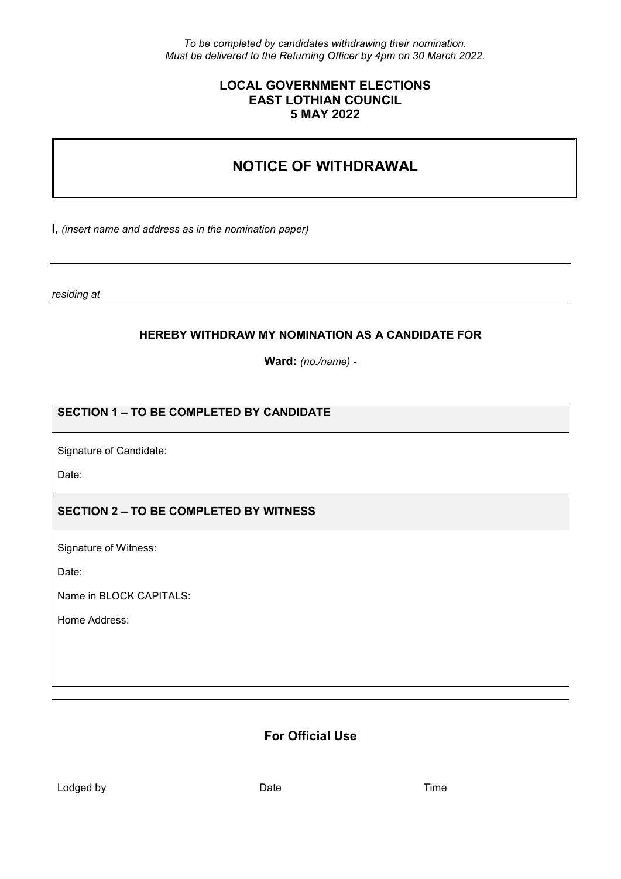*To be completed by candidates withdrawing their nomination.*
*Must be delivered to the Returning Officer by 4pm on 30 March 2022.*

**LOCAL GOVERNMENT ELECTIONS**
**EAST LOTHIAN COUNCIL**
**5 MAY 2022**

# NOTICE OF WITHDRAWAL

**I,** *(insert name and address as in the nomination paper)*

_______________________________________________

*residing at* _______________________________________________

**HEREBY WITHDRAW MY NOMINATION AS A CANDIDATE FOR**

**Ward:** *(no./name)* -

| **SECTION 1 – TO BE COMPLETED BY CANDIDATE** |
|---|
| Signature of Candidate:<br>Date: |
| **SECTION 2 – TO BE COMPLETED BY WITNESS** |
| Signature of Witness:<br>Date:<br>Name in BLOCK CAPITALS:<br>Home Address: |

## For Official Use

Lodged by Date Time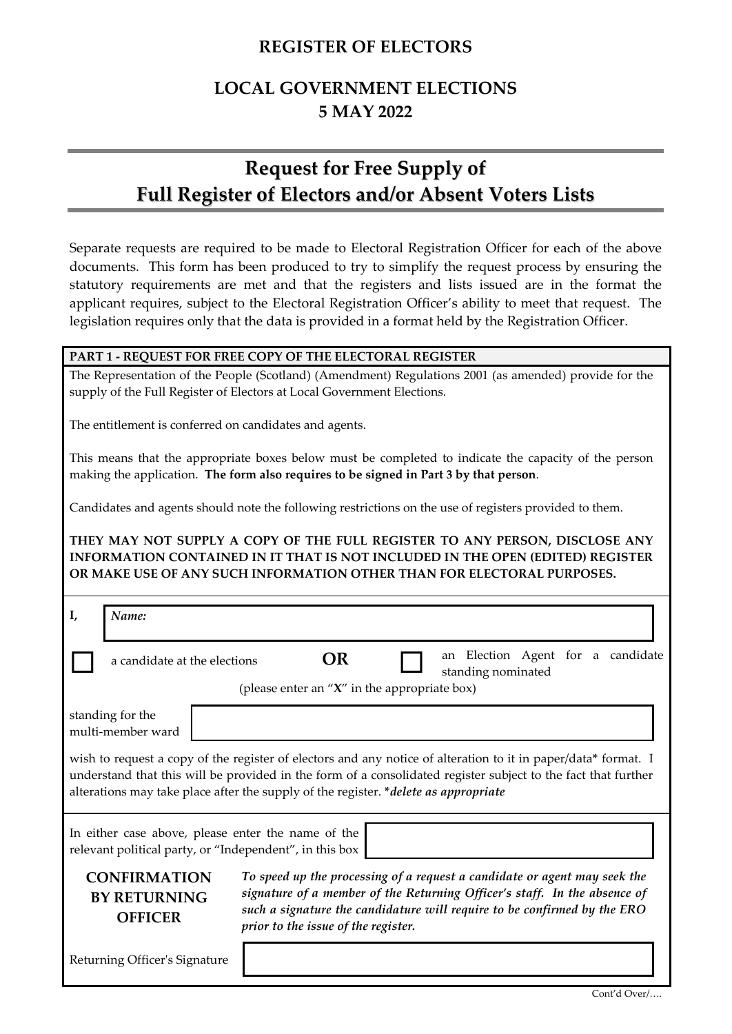# REGISTER OF ELECTORS

## LOCAL GOVERNMENT ELECTIONS
## 5 MAY 2022

## Request for Free Supply of Full Register of Electors and/or Absent Voters Lists

Separate requests are required to be made to Electoral Registration Officer for each of the above documents. This form has been produced to try to simplify the request process by ensuring the statutory requirements are met and that the registers and lists issued are in the format the applicant requires, subject to the Electoral Registration Officer's ability to meet that request. The legislation requires only that the data is provided in a format held by the Registration Officer.

**PART 1 - REQUEST FOR FREE COPY OF THE ELECTORAL REGISTER**

The Representation of the People (Scotland) (Amendment) Regulations 2001 (as amended) provide for the supply of the Full Register of Electors at Local Government Elections.

The entitlement is conferred on candidates and agents.

This means that the appropriate boxes below must be completed to indicate the capacity of the person making the application. **The form also requires to be signed in Part 3 by that person**.

Candidates and agents should note the following restrictions on the use of registers provided to them.

**THEY MAY NOT SUPPLY A COPY OF THE FULL REGISTER TO ANY PERSON, DISCLOSE ANY INFORMATION CONTAINED IN IT THAT IS NOT INCLUDED IN THE OPEN (EDITED) REGISTER OR MAKE USE OF ANY SUCH INFORMATION OTHER THAN FOR ELECTORAL PURPOSES.**

I, *Name:* ______________________

☐ a candidate at the elections **OR** ☐ an Election Agent for a candidate standing nominated

(please enter an "**X**" in the appropriate box)

standing for the multi-member ward ______________________

wish to request a copy of the register of electors and any notice of alteration to it in paper/data* format. I understand that this will be provided in the form of a consolidated register subject to the fact that further alterations may take place after the supply of the register. **delete as appropriate*

In either case above, please enter the name of the relevant political party, or "Independent", in this box ______________________

**CONFIRMATION BY RETURNING OFFICER**

*To speed up the processing of a request a candidate or agent may seek the signature of a member of the Returning Officer's staff. In the absence of such a signature the candidature will require to be confirmed by the ERO prior to the issue of the register.*

Returning Officer's Signature ______________________

Cont'd Over/….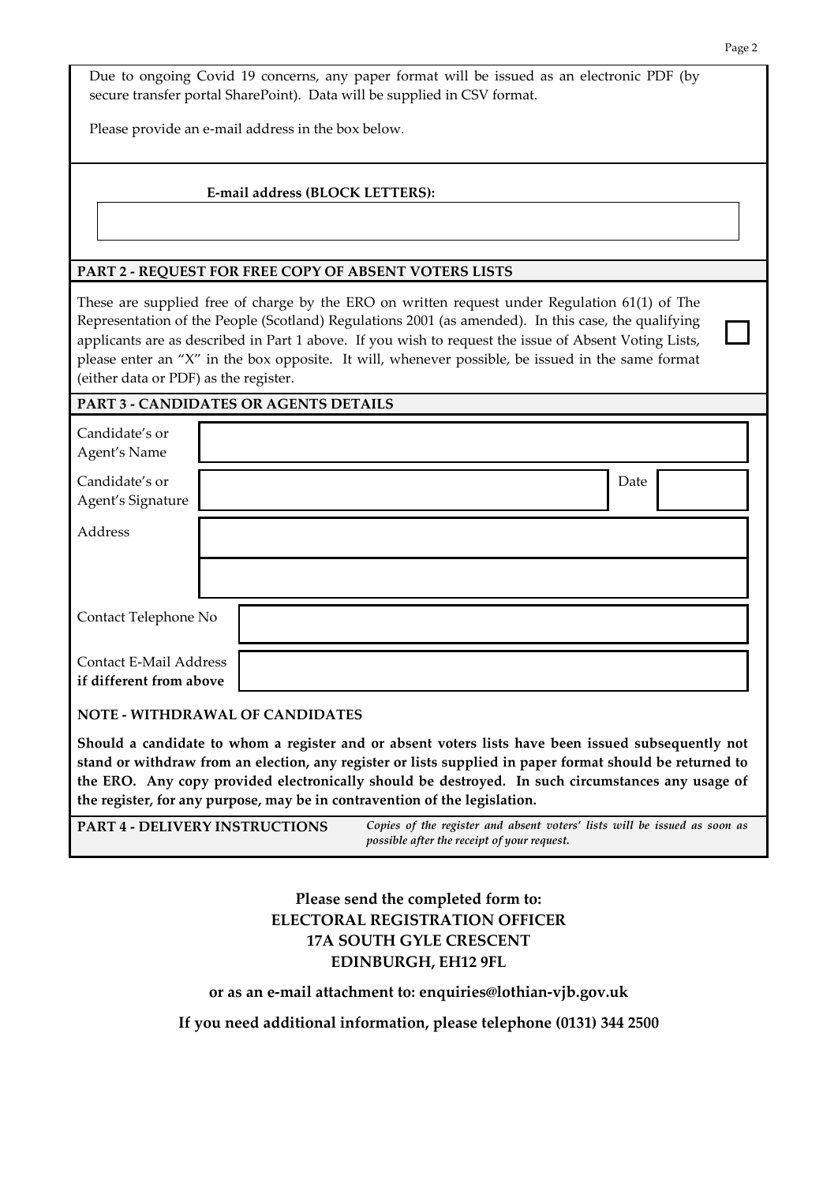Due to ongoing Covid 19 concerns, any paper format will be issued as an electronic PDF (by secure transfer portal SharePoint). Data will be supplied in CSV format.

Please provide an e-mail address in the box below.

**E-mail address (BLOCK LETTERS):**

## PART 2 - REQUEST FOR FREE COPY OF ABSENT VOTERS LISTS

These are supplied free of charge by the ERO on written request under Regulation 61(1) of The Representation of the People (Scotland) Regulations 2001 (as amended). In this case, the qualifying applicants are as described in Part 1 above. If you wish to request the issue of Absent Voting Lists, please enter an "X" in the box opposite. It will, whenever possible, be issued in the same format (either data or PDF) as the register. ☐

## PART 3 - CANDIDATES OR AGENTS DETAILS

| | | | |
|---|---|---|---|
| Candidate's or Agent's Name | | | |
| Candidate's or Agent's Signature | | Date | |
| Address | | | |
| | | | |
| Contact Telephone No | | | |
| Contact E-Mail Address **if different from above** | | | |

**NOTE - WITHDRAWAL OF CANDIDATES**

**Should a candidate to whom a register and or absent voters lists have been issued subsequently not stand or withdraw from an election, any register or lists supplied in paper format should be returned to the ERO. Any copy provided electronically should be destroyed. In such circumstances any usage of the register, for any purpose, may be in contravention of the legislation.**

## PART 4 - DELIVERY INSTRUCTIONS

*Copies of the register and absent voters' lists will be issued as soon as possible after the receipt of your request.*

**Please send the completed form to:**
**ELECTORAL REGISTRATION OFFICER**
**17A SOUTH GYLE CRESCENT**
**EDINBURGH, EH12 9FL**

**or as an e-mail attachment to: enquiries@lothian-vjb.gov.uk**

**If you need additional information, please telephone (0131) 344 2500**